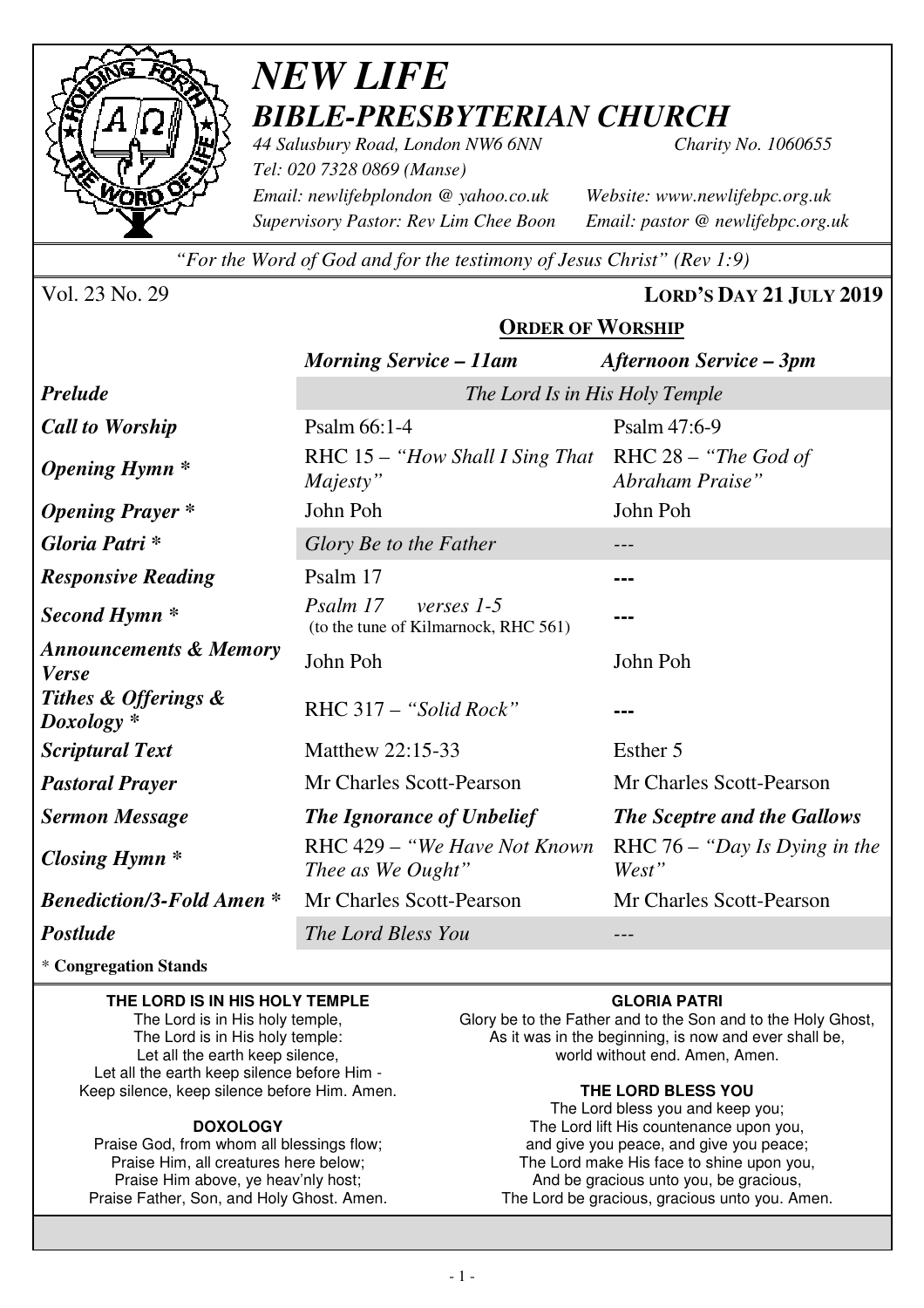# *NEW LIFE*
## *BIBLE-PRESBYTERIAN CHURCH*

*44 Salusbury Road, London NW6 6NN* *Charity No. 1060655*
*Tel: 020 7328 0869 (Manse)*
*Email: newlifebplondon @ yahoo.co.uk* *Website: www.newlifebpc.org.uk*
*Supervisory Pastor: Rev Lim Chee Boon* *Email: pastor @ newlifebpc.org.uk*

*"For the Word of God and for the testimony of Jesus Christ" (Rev 1:9)*

Vol. 23 No. 29 **LORD'S DAY 21 JULY 2019**

### ORDER OF WORSHIP

| | *Morning Service – 11am* | *Afternoon Service – 3pm* |
|---|---|---|
| ***Prelude*** | *The Lord Is in His Holy Temple* | |
| ***Call to Worship*** | Psalm 66:1-4 | Psalm 47:6-9 |
| ***Opening Hymn ** | RHC 15 – *"How Shall I Sing That Majesty"* | RHC 28 – *"The God of Abraham Praise"* |
| ***Opening Prayer ** | John Poh | John Poh |
| ***Gloria Patri ** | *Glory Be to the Father* | --- |
| ***Responsive Reading*** | Psalm 17 | --- |
| ***Second Hymn ** | *Psalm 17 verses 1-5* (to the tune of Kilmarnock, RHC 561) | --- |
| ***Announcements & Memory Verse*** | John Poh | John Poh |
| ***Tithes & Offerings & Doxology ** | RHC 317 – *"Solid Rock"* | --- |
| ***Scriptural Text*** | Matthew 22:15-33 | Esther 5 |
| ***Pastoral Prayer*** | Mr Charles Scott-Pearson | Mr Charles Scott-Pearson |
| ***Sermon Message*** | ***The Ignorance of Unbelief*** | ***The Sceptre and the Gallows*** |
| ***Closing Hymn ** | RHC 429 – *"We Have Not Known Thee as We Ought"* | RHC 76 – *"Day Is Dying in the West"* |
| ***Benediction/3-Fold Amen ** | Mr Charles Scott-Pearson | Mr Charles Scott-Pearson |
| ***Postlude*** | *The Lord Bless You* | --- |

\* **Congregation Stands**

**THE LORD IS IN HIS HOLY TEMPLE**
The Lord is in His holy temple,
The Lord is in His holy temple:
Let all the earth keep silence,
Let all the earth keep silence before Him -
Keep silence, keep silence before Him. Amen.

**DOXOLOGY**
Praise God, from whom all blessings flow;
Praise Him, all creatures here below;
Praise Him above, ye heav'nly host;
Praise Father, Son, and Holy Ghost. Amen.

**GLORIA PATRI**
Glory be to the Father and to the Son and to the Holy Ghost,
As it was in the beginning, is now and ever shall be,
world without end. Amen, Amen.

**THE LORD BLESS YOU**
The Lord bless you and keep you;
The Lord lift His countenance upon you,
and give you peace, and give you peace;
The Lord make His face to shine upon you,
And be gracious unto you, be gracious,
The Lord be gracious, gracious unto you. Amen.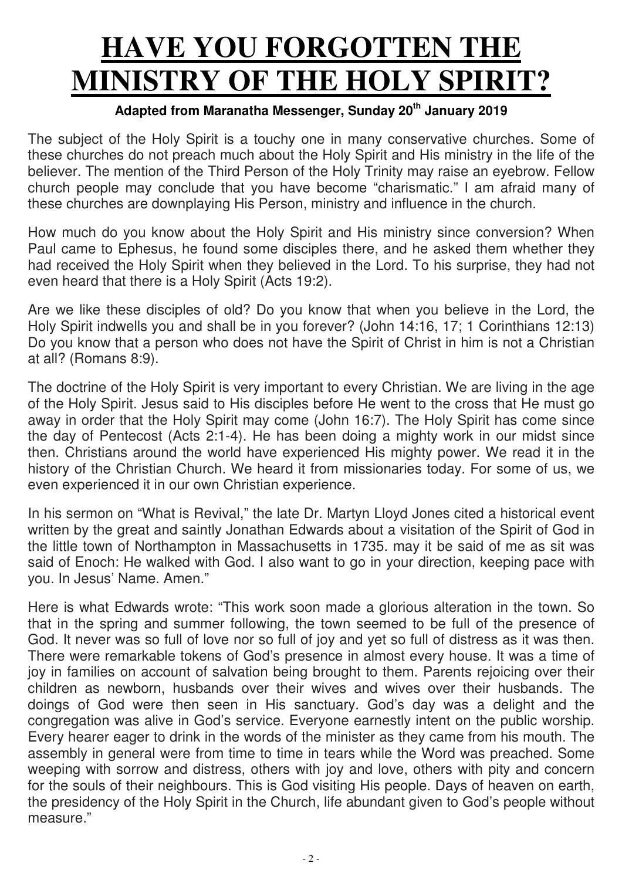# HAVE YOU FORGOTTEN THE MINISTRY OF THE HOLY SPIRIT?

**Adapted from Maranatha Messenger, Sunday 20th January 2019**

The subject of the Holy Spirit is a touchy one in many conservative churches. Some of these churches do not preach much about the Holy Spirit and His ministry in the life of the believer. The mention of the Third Person of the Holy Trinity may raise an eyebrow. Fellow church people may conclude that you have become "charismatic." I am afraid many of these churches are downplaying His Person, ministry and influence in the church.

How much do you know about the Holy Spirit and His ministry since conversion? When Paul came to Ephesus, he found some disciples there, and he asked them whether they had received the Holy Spirit when they believed in the Lord. To his surprise, they had not even heard that there is a Holy Spirit (Acts 19:2).

Are we like these disciples of old? Do you know that when you believe in the Lord, the Holy Spirit indwells you and shall be in you forever? (John 14:16, 17; 1 Corinthians 12:13) Do you know that a person who does not have the Spirit of Christ in him is not a Christian at all? (Romans 8:9).

The doctrine of the Holy Spirit is very important to every Christian. We are living in the age of the Holy Spirit. Jesus said to His disciples before He went to the cross that He must go away in order that the Holy Spirit may come (John 16:7). The Holy Spirit has come since the day of Pentecost (Acts 2:1-4). He has been doing a mighty work in our midst since then. Christians around the world have experienced His mighty power. We read it in the history of the Christian Church. We heard it from missionaries today. For some of us, we even experienced it in our own Christian experience.

In his sermon on "What is Revival," the late Dr. Martyn Lloyd Jones cited a historical event written by the great and saintly Jonathan Edwards about a visitation of the Spirit of God in the little town of Northampton in Massachusetts in 1735. may it be said of me as sit was said of Enoch: He walked with God. I also want to go in your direction, keeping pace with you. In Jesus' Name. Amen."

Here is what Edwards wrote: "This work soon made a glorious alteration in the town. So that in the spring and summer following, the town seemed to be full of the presence of God. It never was so full of love nor so full of joy and yet so full of distress as it was then. There were remarkable tokens of God's presence in almost every house. It was a time of joy in families on account of salvation being brought to them. Parents rejoicing over their children as newborn, husbands over their wives and wives over their husbands. The doings of God were then seen in His sanctuary. God's day was a delight and the congregation was alive in God's service. Everyone earnestly intent on the public worship. Every hearer eager to drink in the words of the minister as they came from his mouth. The assembly in general were from time to time in tears while the Word was preached. Some weeping with sorrow and distress, others with joy and love, others with pity and concern for the souls of their neighbours. This is God visiting His people. Days of heaven on earth, the presidency of the Holy Spirit in the Church, life abundant given to God's people without measure."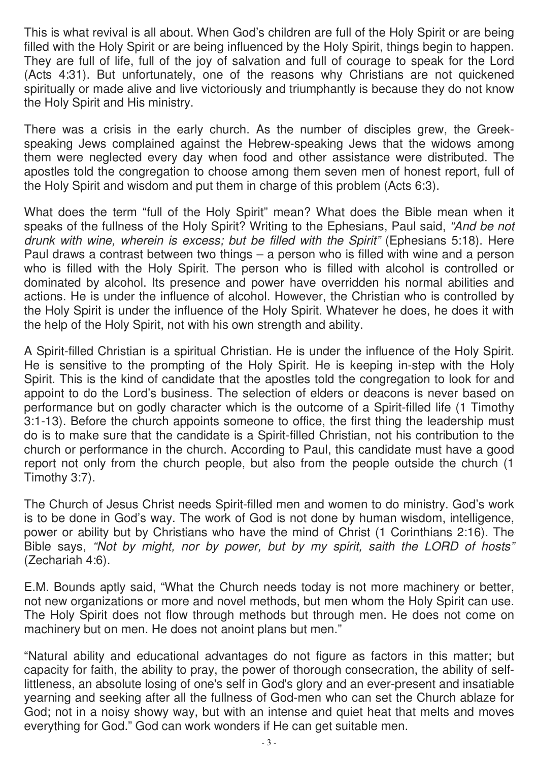This is what revival is all about. When God's children are full of the Holy Spirit or are being filled with the Holy Spirit or are being influenced by the Holy Spirit, things begin to happen. They are full of life, full of the joy of salvation and full of courage to speak for the Lord (Acts 4:31). But unfortunately, one of the reasons why Christians are not quickened spiritually or made alive and live victoriously and triumphantly is because they do not know the Holy Spirit and His ministry.

There was a crisis in the early church. As the number of disciples grew, the Greek-speaking Jews complained against the Hebrew-speaking Jews that the widows among them were neglected every day when food and other assistance were distributed. The apostles told the congregation to choose among them seven men of honest report, full of the Holy Spirit and wisdom and put them in charge of this problem (Acts 6:3).

What does the term "full of the Holy Spirit" mean? What does the Bible mean when it speaks of the fullness of the Holy Spirit? Writing to the Ephesians, Paul said, *"And be not drunk with wine, wherein is excess; but be filled with the Spirit"* (Ephesians 5:18). Here Paul draws a contrast between two things – a person who is filled with wine and a person who is filled with the Holy Spirit. The person who is filled with alcohol is controlled or dominated by alcohol. Its presence and power have overridden his normal abilities and actions. He is under the influence of alcohol. However, the Christian who is controlled by the Holy Spirit is under the influence of the Holy Spirit. Whatever he does, he does it with the help of the Holy Spirit, not with his own strength and ability.

A Spirit-filled Christian is a spiritual Christian. He is under the influence of the Holy Spirit. He is sensitive to the prompting of the Holy Spirit. He is keeping in-step with the Holy Spirit. This is the kind of candidate that the apostles told the congregation to look for and appoint to do the Lord's business. The selection of elders or deacons is never based on performance but on godly character which is the outcome of a Spirit-filled life (1 Timothy 3:1-13). Before the church appoints someone to office, the first thing the leadership must do is to make sure that the candidate is a Spirit-filled Christian, not his contribution to the church or performance in the church. According to Paul, this candidate must have a good report not only from the church people, but also from the people outside the church (1 Timothy 3:7).

The Church of Jesus Christ needs Spirit-filled men and women to do ministry. God's work is to be done in God's way. The work of God is not done by human wisdom, intelligence, power or ability but by Christians who have the mind of Christ (1 Corinthians 2:16). The Bible says, *"Not by might, nor by power, but by my spirit, saith the LORD of hosts"* (Zechariah 4:6).

E.M. Bounds aptly said, "What the Church needs today is not more machinery or better, not new organizations or more and novel methods, but men whom the Holy Spirit can use. The Holy Spirit does not flow through methods but through men. He does not come on machinery but on men. He does not anoint plans but men."

"Natural ability and educational advantages do not figure as factors in this matter; but capacity for faith, the ability to pray, the power of thorough consecration, the ability of self-littleness, an absolute losing of one's self in God's glory and an ever-present and insatiable yearning and seeking after all the fullness of God-men who can set the Church ablaze for God; not in a noisy showy way, but with an intense and quiet heat that melts and moves everything for God." God can work wonders if He can get suitable men.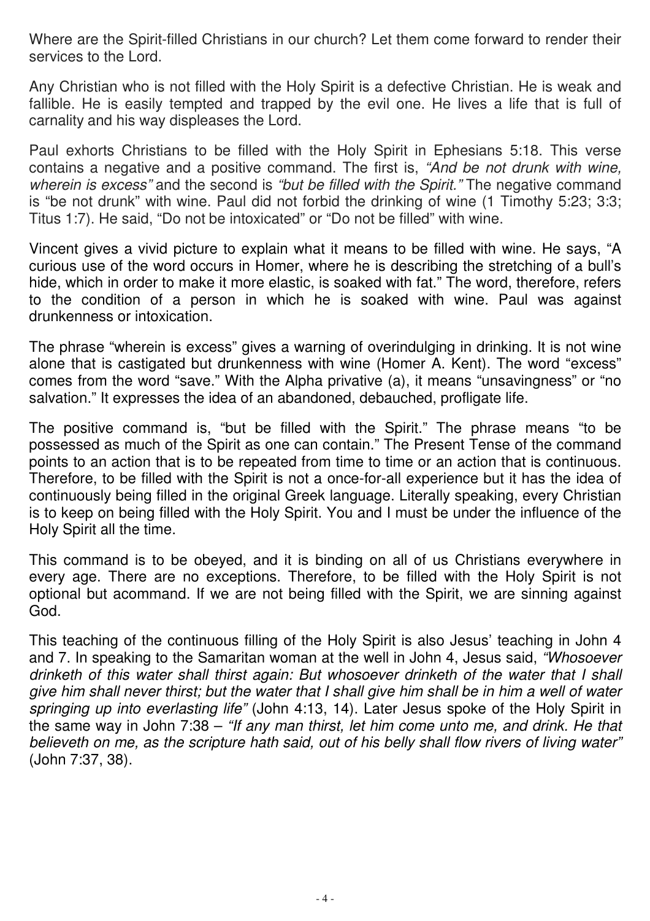Where are the Spirit-filled Christians in our church? Let them come forward to render their services to the Lord.

Any Christian who is not filled with the Holy Spirit is a defective Christian. He is weak and fallible. He is easily tempted and trapped by the evil one. He lives a life that is full of carnality and his way displeases the Lord.

Paul exhorts Christians to be filled with the Holy Spirit in Ephesians 5:18. This verse contains a negative and a positive command. The first is, *"And be not drunk with wine, wherein is excess"* and the second is *"but be filled with the Spirit."* The negative command is "be not drunk" with wine. Paul did not forbid the drinking of wine (1 Timothy 5:23; 3:3; Titus 1:7). He said, "Do not be intoxicated" or "Do not be filled" with wine.

Vincent gives a vivid picture to explain what it means to be filled with wine. He says, "A curious use of the word occurs in Homer, where he is describing the stretching of a bull's hide, which in order to make it more elastic, is soaked with fat." The word, therefore, refers to the condition of a person in which he is soaked with wine. Paul was against drunkenness or intoxication.

The phrase "wherein is excess" gives a warning of overindulging in drinking. It is not wine alone that is castigated but drunkenness with wine (Homer A. Kent). The word "excess" comes from the word "save." With the Alpha privative (a), it means "unsavingness" or "no salvation." It expresses the idea of an abandoned, debauched, profligate life.

The positive command is, "but be filled with the Spirit." The phrase means "to be possessed as much of the Spirit as one can contain." The Present Tense of the command points to an action that is to be repeated from time to time or an action that is continuous. Therefore, to be filled with the Spirit is not a once-for-all experience but it has the idea of continuously being filled in the original Greek language. Literally speaking, every Christian is to keep on being filled with the Holy Spirit. You and I must be under the influence of the Holy Spirit all the time.

This command is to be obeyed, and it is binding on all of us Christians everywhere in every age. There are no exceptions. Therefore, to be filled with the Holy Spirit is not optional but acommand. If we are not being filled with the Spirit, we are sinning against God.

This teaching of the continuous filling of the Holy Spirit is also Jesus' teaching in John 4 and 7. In speaking to the Samaritan woman at the well in John 4, Jesus said, *"Whosoever drinketh of this water shall thirst again: But whosoever drinketh of the water that I shall give him shall never thirst; but the water that I shall give him shall be in him a well of water springing up into everlasting life"* (John 4:13, 14). Later Jesus spoke of the Holy Spirit in the same way in John 7:38 – *"If any man thirst, let him come unto me, and drink. He that believeth on me, as the scripture hath said, out of his belly shall flow rivers of living water"* (John 7:37, 38).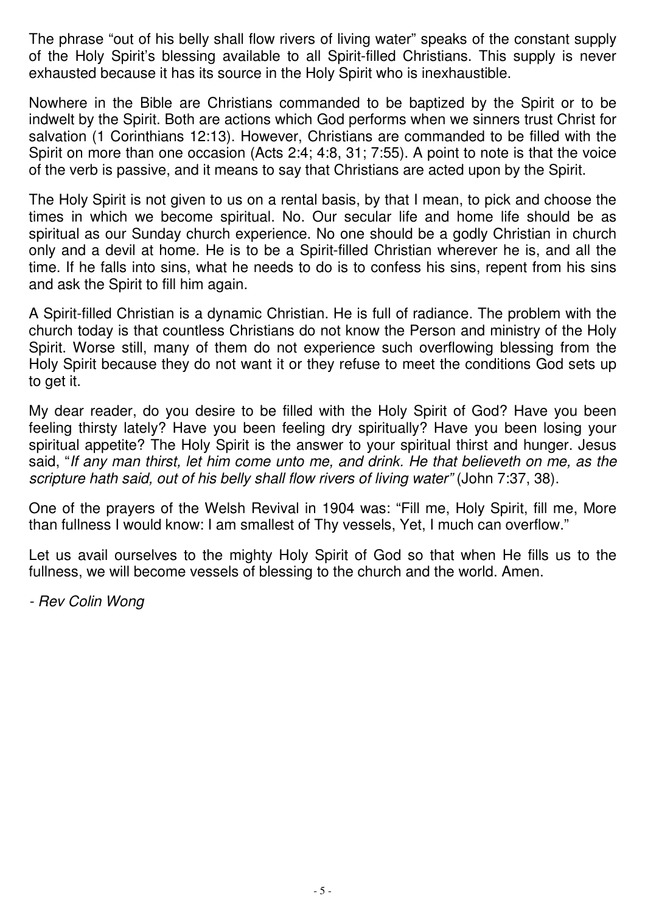The phrase "out of his belly shall flow rivers of living water" speaks of the constant supply of the Holy Spirit's blessing available to all Spirit-filled Christians. This supply is never exhausted because it has its source in the Holy Spirit who is inexhaustible.

Nowhere in the Bible are Christians commanded to be baptized by the Spirit or to be indwelt by the Spirit. Both are actions which God performs when we sinners trust Christ for salvation (1 Corinthians 12:13). However, Christians are commanded to be filled with the Spirit on more than one occasion (Acts 2:4; 4:8, 31; 7:55). A point to note is that the voice of the verb is passive, and it means to say that Christians are acted upon by the Spirit.

The Holy Spirit is not given to us on a rental basis, by that I mean, to pick and choose the times in which we become spiritual. No. Our secular life and home life should be as spiritual as our Sunday church experience. No one should be a godly Christian in church only and a devil at home. He is to be a Spirit-filled Christian wherever he is, and all the time. If he falls into sins, what he needs to do is to confess his sins, repent from his sins and ask the Spirit to fill him again.

A Spirit-filled Christian is a dynamic Christian. He is full of radiance. The problem with the church today is that countless Christians do not know the Person and ministry of the Holy Spirit. Worse still, many of them do not experience such overflowing blessing from the Holy Spirit because they do not want it or they refuse to meet the conditions God sets up to get it.

My dear reader, do you desire to be filled with the Holy Spirit of God? Have you been feeling thirsty lately? Have you been feeling dry spiritually? Have you been losing your spiritual appetite? The Holy Spirit is the answer to your spiritual thirst and hunger. Jesus said, "*If any man thirst, let him come unto me, and drink. He that believeth on me, as the scripture hath said, out of his belly shall flow rivers of living water"* (John 7:37, 38).

One of the prayers of the Welsh Revival in 1904 was: "Fill me, Holy Spirit, fill me, More than fullness I would know: I am smallest of Thy vessels, Yet, I much can overflow."

Let us avail ourselves to the mighty Holy Spirit of God so that when He fills us to the fullness, we will become vessels of blessing to the church and the world. Amen.

*- Rev Colin Wong*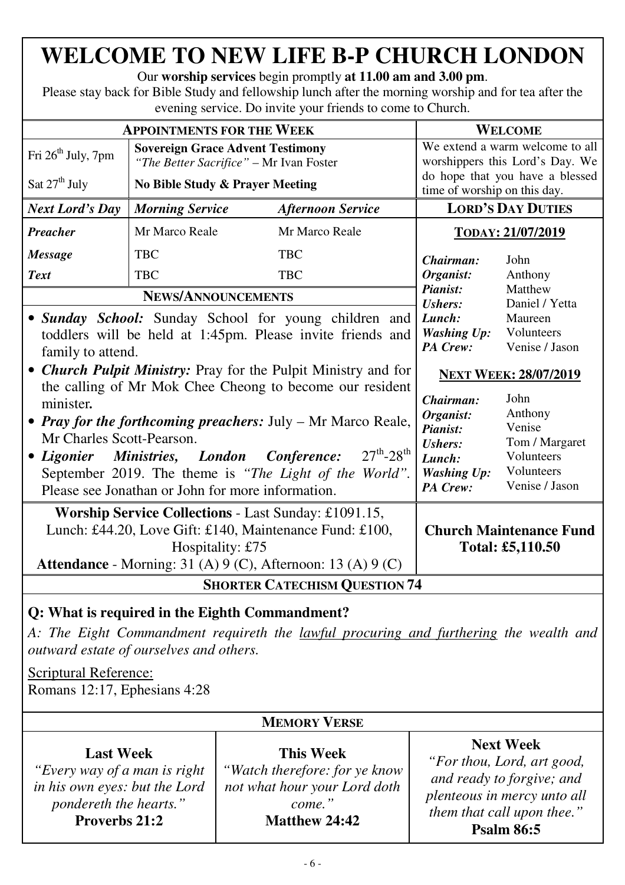# WELCOME TO NEW LIFE B-P CHURCH LONDON

Our **worship services** begin promptly **at 11.00 am and 3.00 pm**.
Please stay back for Bible Study and fellowship lunch after the morning worship and for tea after the evening service. Do invite your friends to come to Church.

## APPOINTMENTS FOR THE WEEK

| | |
|---|---|
| Fri 26th July, 7pm | **Sovereign Grace Advent Testimony** *"The Better Sacrifice"* – Mr Ivan Foster |
| Sat 27th July | **No Bible Study & Prayer Meeting** |

| ***Next Lord's Day*** | ***Morning Service*** | ***Afternoon Service*** |
|---|---|---|
| ***Preacher*** | Mr Marco Reale | Mr Marco Reale |
| ***Message*** | TBC | TBC |
| ***Text*** | TBC | TBC |

## WELCOME

We extend a warm welcome to all worshippers this Lord's Day. We do hope that you have a blessed time of worship on this day.

## LORD'S DAY DUTIES

**TODAY: 21/07/2019**

| | |
|---|---|
| ***Chairman:*** | John |
| ***Organist:*** | Anthony |
| ***Pianist:*** | Matthew |
| ***Ushers:*** | Daniel / Yetta |
| ***Lunch:*** | Maureen |
| ***Washing Up:*** | Volunteers |
| ***PA Crew:*** | Venise / Jason |

**NEXT WEEK: 28/07/2019**

| | |
|---|---|
| ***Chairman:*** | John |
| ***Organist:*** | Anthony |
| ***Pianist:*** | Venise |
| ***Ushers:*** | Tom / Margaret |
| ***Lunch:*** | Volunteers |
| ***Washing Up:*** | Volunteers |
| ***PA Crew:*** | Venise / Jason |

## NEWS/ANNOUNCEMENTS

- ***Sunday School:*** Sunday School for young children and toddlers will be held at 1:45pm. Please invite friends and family to attend.
- ***Church Pulpit Ministry:*** Pray for the Pulpit Ministry and for the calling of Mr Mok Chee Cheong to become our resident minister**.**
- ***Pray for the forthcoming preachers:*** July – Mr Marco Reale, Mr Charles Scott-Pearson.
- ***Ligonier Ministries, London Conference:*** 27th-28th September 2019. The theme is *"The Light of the World"*. Please see Jonathan or John for more information.

**Worship Service Collections** - Last Sunday: £1091.15, Lunch: £44.20, Love Gift: £140, Maintenance Fund: £100, Hospitality: £75
**Attendance** - Morning: 31 (A) 9 (C), Afternoon: 13 (A) 9 (C)

**Church Maintenance Fund Total: £5,110.50**

## SHORTER CATECHISM QUESTION 74

**Q: What is required in the Eighth Commandment?**

*A: The Eight Commandment requireth the* *__lawful procuring and furthering__* *the wealth and outward estate of ourselves and others.*

Scriptural Reference:
Romans 12:17, Ephesians 4:28

## MEMORY VERSE

**Last Week**
*"Every way of a man is right in his own eyes: but the Lord pondereth the hearts."*
**Proverbs 21:2**

**This Week**
*"Watch therefore: for ye know not what hour your Lord doth come."*
**Matthew 24:42**

**Next Week**
*"For thou, Lord, art good, and ready to forgive; and plenteous in mercy unto all them that call upon thee."*
**Psalm 86:5**